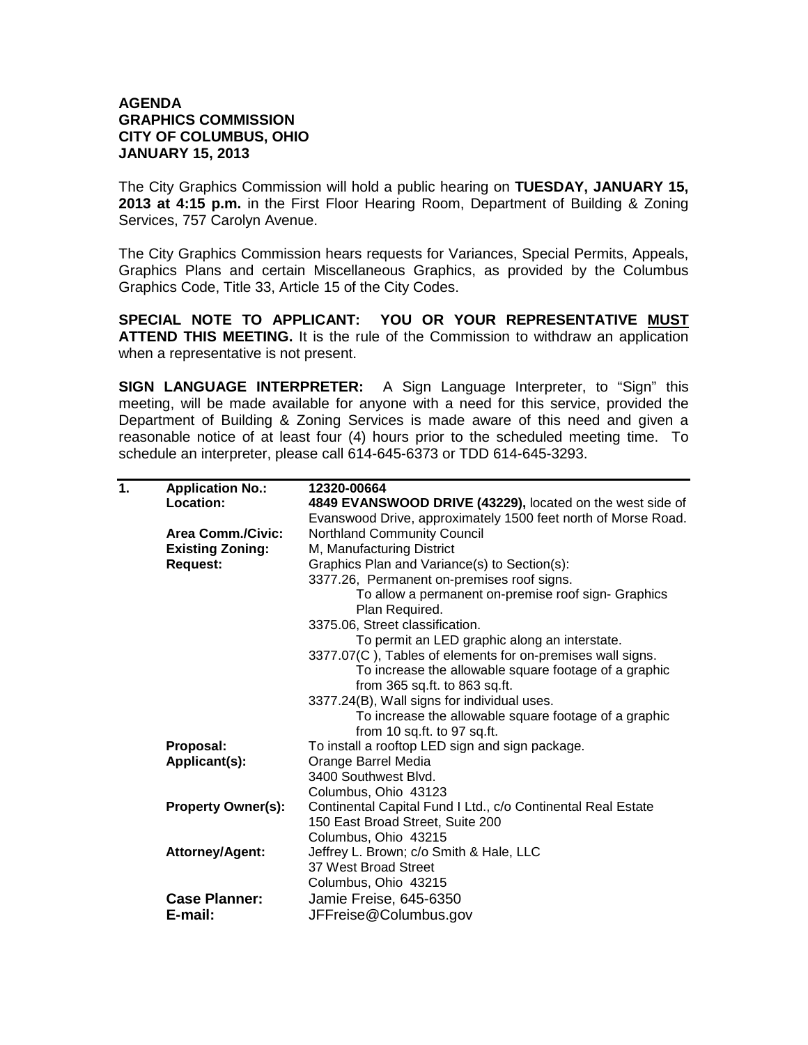**AGENDA**
**GRAPHICS COMMISSION**
**CITY OF COLUMBUS, OHIO**
**JANUARY 15, 2013**

The City Graphics Commission will hold a public hearing on **TUESDAY, JANUARY 15, 2013 at 4:15 p.m.** in the First Floor Hearing Room, Department of Building & Zoning Services, 757 Carolyn Avenue.

The City Graphics Commission hears requests for Variances, Special Permits, Appeals, Graphics Plans and certain Miscellaneous Graphics, as provided by the Columbus Graphics Code, Title 33, Article 15 of the City Codes.

**SPECIAL NOTE TO APPLICANT: YOU OR YOUR REPRESENTATIVE MUST ATTEND THIS MEETING.** It is the rule of the Commission to withdraw an application when a representative is not present.

**SIGN LANGUAGE INTERPRETER:** A Sign Language Interpreter, to "Sign" this meeting, will be made available for anyone with a need for this service, provided the Department of Building & Zoning Services is made aware of this need and given a reasonable notice of at least four (4) hours prior to the scheduled meeting time. To schedule an interpreter, please call 614-645-6373 or TDD 614-645-3293.

---

**1. Application No.:** **12320-00664**

**Location:** **4849 EVANSWOOD DRIVE (43229),** located on the west side of Evanswood Drive, approximately 1500 feet north of Morse Road.

**Area Comm./Civic:** Northland Community Council

**Existing Zoning:** M, Manufacturing District

**Request:** Graphics Plan and Variance(s) to Section(s):

3377.26, Permanent on-premises roof signs.
To allow a permanent on-premise roof sign- Graphics Plan Required.

3375.06, Street classification.
To permit an LED graphic along an interstate.

3377.07(C ), Tables of elements for on-premises wall signs.
To increase the allowable square footage of a graphic from 365 sq.ft. to 863 sq.ft.

3377.24(B), Wall signs for individual uses.
To increase the allowable square footage of a graphic from 10 sq.ft. to 97 sq.ft.

**Proposal:** To install a rooftop LED sign and sign package.

**Applicant(s):** Orange Barrel Media
3400 Southwest Blvd.
Columbus, Ohio 43123

**Property Owner(s):** Continental Capital Fund I Ltd., c/o Continental Real Estate
150 East Broad Street, Suite 200
Columbus, Ohio 43215

**Attorney/Agent:** Jeffrey L. Brown; c/o Smith & Hale, LLC
37 West Broad Street
Columbus, Ohio 43215

**Case Planner:** Jamie Freise, 645-6350

**E-mail:** JFFreise@Columbus.gov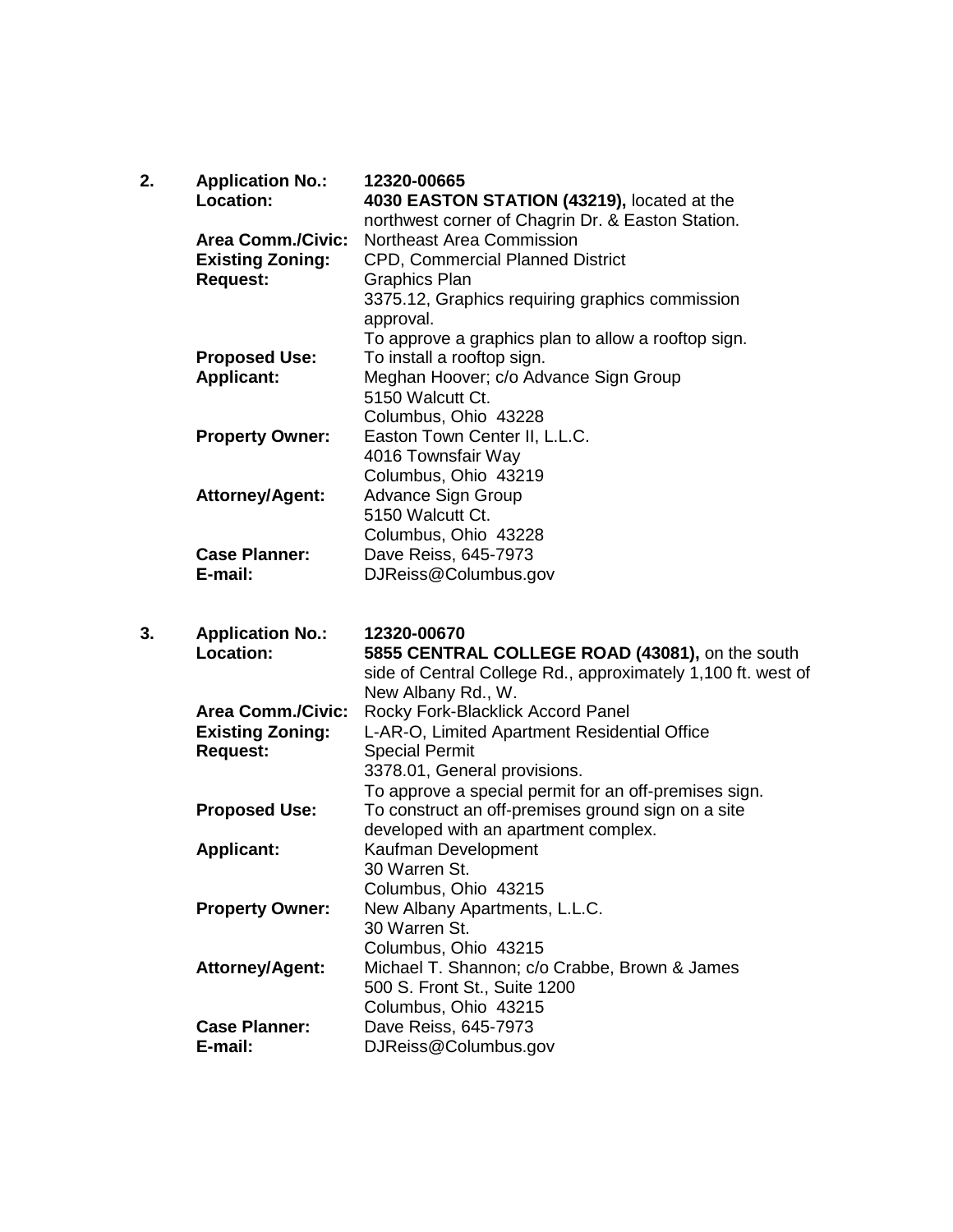2. **Application No.:** **12320-00665**
   **Location:** **4030 EASTON STATION (43219),** located at the northwest corner of Chagrin Dr. & Easton Station.
   **Area Comm./Civic:** Northeast Area Commission
   **Existing Zoning:** CPD, Commercial Planned District
   **Request:** Graphics Plan
   3375.12, Graphics requiring graphics commission approval.
   To approve a graphics plan to allow a rooftop sign.
   **Proposed Use:** To install a rooftop sign.
   **Applicant:** Meghan Hoover; c/o Advance Sign Group
   5150 Walcutt Ct.
   Columbus, Ohio 43228
   **Property Owner:** Easton Town Center II, L.L.C.
   4016 Townsfair Way
   Columbus, Ohio 43219
   **Attorney/Agent:** Advance Sign Group
   5150 Walcutt Ct.
   Columbus, Ohio 43228
   **Case Planner:** Dave Reiss, 645-7973
   **E-mail:** DJReiss@Columbus.gov

3. **Application No.:** **12320-00670**
   **Location:** **5855 CENTRAL COLLEGE ROAD (43081),** on the south side of Central College Rd., approximately 1,100 ft. west of New Albany Rd., W.
   **Area Comm./Civic:** Rocky Fork-Blacklick Accord Panel
   **Existing Zoning:** L-AR-O, Limited Apartment Residential Office
   **Request:** Special Permit
   3378.01, General provisions.
   To approve a special permit for an off-premises sign.
   **Proposed Use:** To construct an off-premises ground sign on a site developed with an apartment complex.
   **Applicant:** Kaufman Development
   30 Warren St.
   Columbus, Ohio 43215
   **Property Owner:** New Albany Apartments, L.L.C.
   30 Warren St.
   Columbus, Ohio 43215
   **Attorney/Agent:** Michael T. Shannon; c/o Crabbe, Brown & James
   500 S. Front St., Suite 1200
   Columbus, Ohio 43215
   **Case Planner:** Dave Reiss, 645-7973
   **E-mail:** DJReiss@Columbus.gov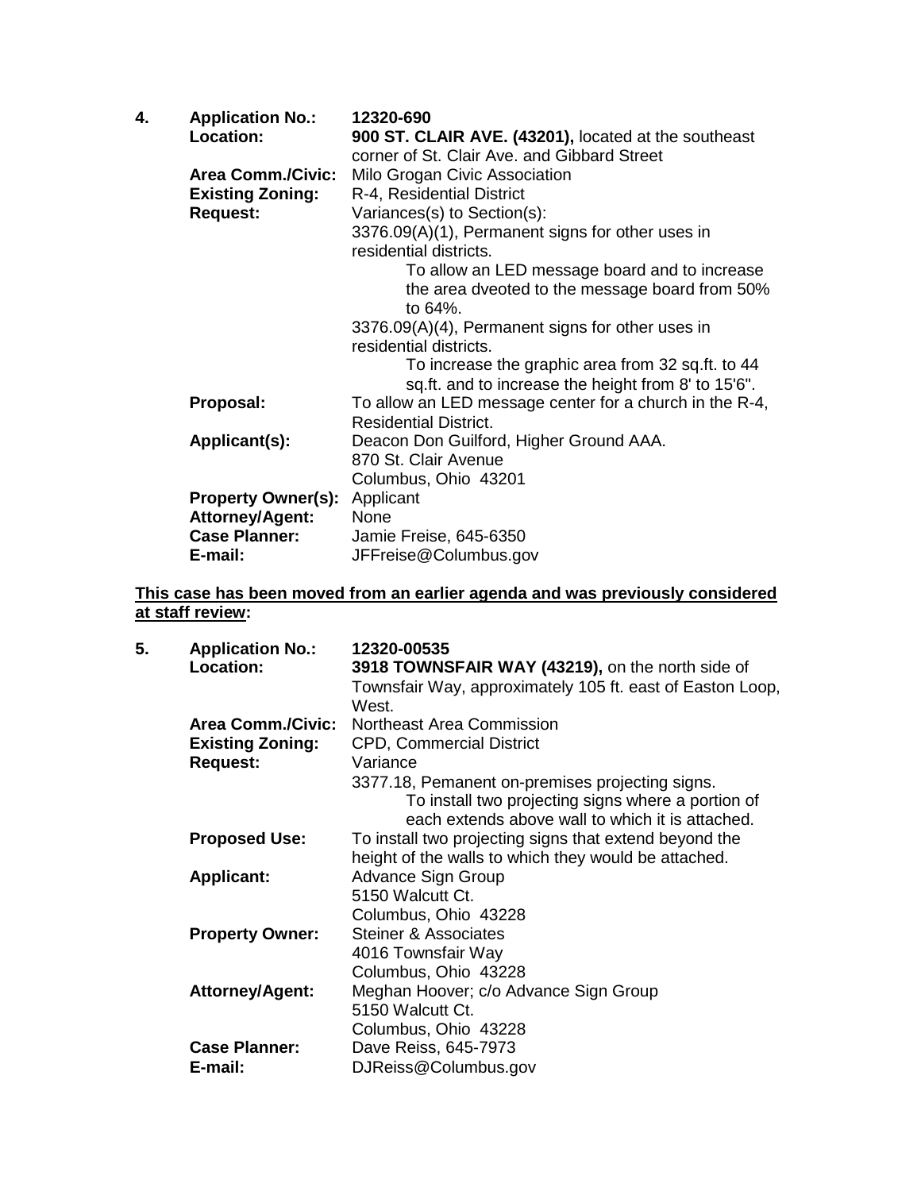4. **Application No.:** **12320-690**

   **Location:** **900 ST. CLAIR AVE. (43201),** located at the southeast corner of St. Clair Ave. and Gibbard Street

   **Area Comm./Civic:** Milo Grogan Civic Association

   **Existing Zoning:** R-4, Residential District

   **Request:** Variances(s) to Section(s):

   3376.09(A)(1), Permanent signs for other uses in residential districts.

   To allow an LED message board and to increase the area dveoted to the message board from 50% to 64%.

   3376.09(A)(4), Permanent signs for other uses in residential districts.

   To increase the graphic area from 32 sq.ft. to 44 sq.ft. and to increase the height from 8' to 15'6".

   **Proposal:** To allow an LED message center for a church in the R-4, Residential District.

   **Applicant(s):** Deacon Don Guilford, Higher Ground AAA.
   870 St. Clair Avenue
   Columbus, Ohio 43201

   **Property Owner(s):** Applicant

   **Attorney/Agent:** None

   **Case Planner:** Jamie Freise, 645-6350

   **E-mail:** JFFreise@Columbus.gov

**<u>This case has been moved from an earlier agenda and was previously considered at staff review</u>:**

5. **Application No.:** **12320-00535**

   **Location:** **3918 TOWNSFAIR WAY (43219),** on the north side of Townsfair Way, approximately 105 ft. east of Easton Loop, West.

   **Area Comm./Civic:** Northeast Area Commission

   **Existing Zoning:** CPD, Commercial District

   **Request:** Variance

   3377.18, Pemanent on-premises projecting signs.

   To install two projecting signs where a portion of each extends above wall to which it is attached.

   **Proposed Use:** To install two projecting signs that extend beyond the height of the walls to which they would be attached.

   **Applicant:** Advance Sign Group
   5150 Walcutt Ct.
   Columbus, Ohio 43228

   **Property Owner:** Steiner & Associates
   4016 Townsfair Way
   Columbus, Ohio 43228

   **Attorney/Agent:** Meghan Hoover; c/o Advance Sign Group
   5150 Walcutt Ct.
   Columbus, Ohio 43228

   **Case Planner:** Dave Reiss, 645-7973

   **E-mail:** DJReiss@Columbus.gov